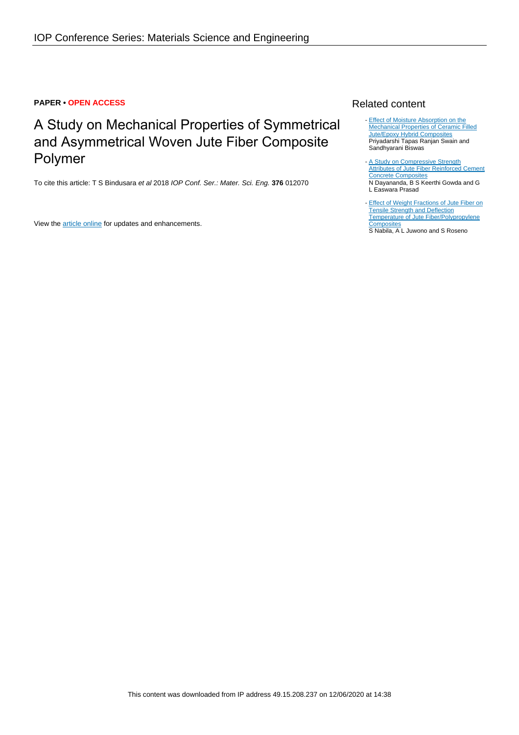**PAPER • OPEN ACCESS**

# A Study on Mechanical Properties of Symmetrical and Asymmetrical Woven Jute Fiber Composite Polymer

To cite this article: T S Bindusara *et al* 2018 *IOP Conf. Ser.: Mater. Sci. Eng.* **376** 012070

View the article online for updates and enhancements.

## Related content

- Effect of Moisture Absorption on the Mechanical Properties of Ceramic Filled Jute/Epoxy Hybrid Composites
  Priyadarshi Tapas Ranjan Swain and Sandhyarani Biswas

- A Study on Compressive Strength Attributes of Jute Fiber Reinforced Cement Concrete Composites
  N Dayananda, B S Keerthi Gowda and G L Easwara Prasad

- Effect of Weight Fractions of Jute Fiber on Tensile Strength and Deflection Temperature of Jute Fiber/Polypropylene Composites
  S Nabila, A L Juwono and S Roseno

This content was downloaded from IP address 49.15.208.237 on 12/06/2020 at 14:38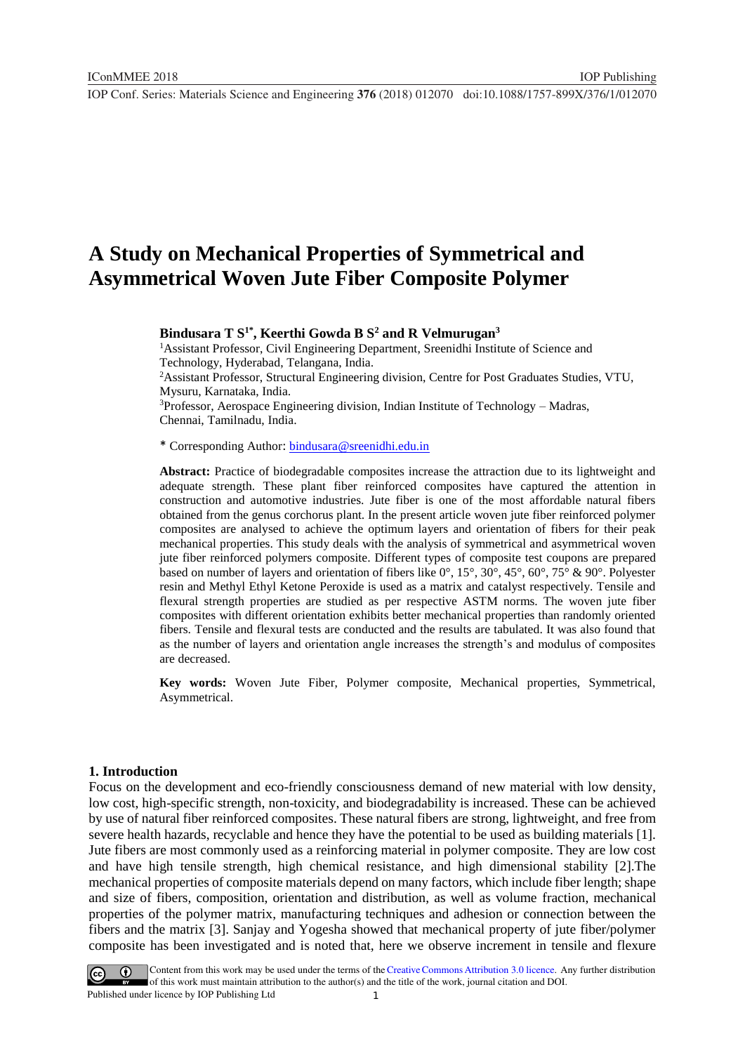# A Study on Mechanical Properties of Symmetrical and Asymmetrical Woven Jute Fiber Composite Polymer

**Bindusara T S[1*], Keerthi Gowda B S[2] and R Velmurugan[3]**

[1]Assistant Professor, Civil Engineering Department, Sreenidhi Institute of Science and Technology, Hyderabad, Telangana, India.

[2]Assistant Professor, Structural Engineering division, Centre for Post Graduates Studies, VTU, Mysuru, Karnataka, India.

[3]Professor, Aerospace Engineering division, Indian Institute of Technology – Madras, Chennai, Tamilnadu, India.

\* Corresponding Author: bindusara@sreenidhi.edu.in

**Abstract:** Practice of biodegradable composites increase the attraction due to its lightweight and adequate strength. These plant fiber reinforced composites have captured the attention in construction and automotive industries. Jute fiber is one of the most affordable natural fibers obtained from the genus corchorus plant. In the present article woven jute fiber reinforced polymer composites are analysed to achieve the optimum layers and orientation of fibers for their peak mechanical properties. This study deals with the analysis of symmetrical and asymmetrical woven jute fiber reinforced polymers composite. Different types of composite test coupons are prepared based on number of layers and orientation of fibers like 0°, 15°, 30°, 45°, 60°, 75° & 90°. Polyester resin and Methyl Ethyl Ketone Peroxide is used as a matrix and catalyst respectively. Tensile and flexural strength properties are studied as per respective ASTM norms. The woven jute fiber composites with different orientation exhibits better mechanical properties than randomly oriented fibers. Tensile and flexural tests are conducted and the results are tabulated. It was also found that as the number of layers and orientation angle increases the strength's and modulus of composites are decreased.

**Key words:** Woven Jute Fiber, Polymer composite, Mechanical properties, Symmetrical, Asymmetrical.

## 1. Introduction

Focus on the development and eco-friendly consciousness demand of new material with low density, low cost, high-specific strength, non-toxicity, and biodegradability is increased. These can be achieved by use of natural fiber reinforced composites. These natural fibers are strong, lightweight, and free from severe health hazards, recyclable and hence they have the potential to be used as building materials [1]. Jute fibers are most commonly used as a reinforcing material in polymer composite. They are low cost and have high tensile strength, high chemical resistance, and high dimensional stability [2].The mechanical properties of composite materials depend on many factors, which include fiber length; shape and size of fibers, composition, orientation and distribution, as well as volume fraction, mechanical properties of the polymer matrix, manufacturing techniques and adhesion or connection between the fibers and the matrix [3]. Sanjay and Yogesha showed that mechanical property of jute fiber/polymer composite has been investigated and is noted that, here we observe increment in tensile and flexure

Content from this work may be used under the terms of the Creative Commons Attribution 3.0 licence. Any further distribution of this work must maintain attribution to the author(s) and the title of the work, journal citation and DOI.

Published under licence by IOP Publishing Ltd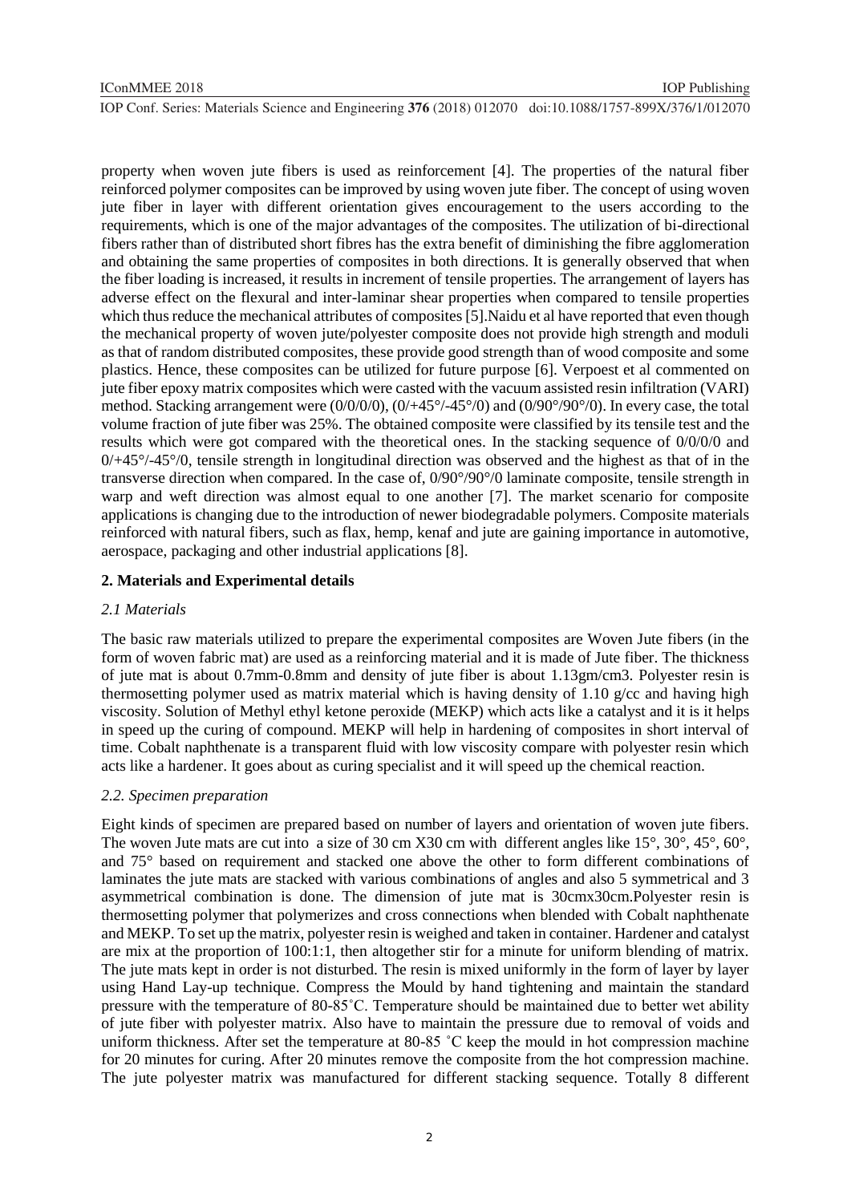property when woven jute fibers is used as reinforcement [4]. The properties of the natural fiber reinforced polymer composites can be improved by using woven jute fiber. The concept of using woven jute fiber in layer with different orientation gives encouragement to the users according to the requirements, which is one of the major advantages of the composites. The utilization of bi-directional fibers rather than of distributed short fibres has the extra benefit of diminishing the fibre agglomeration and obtaining the same properties of composites in both directions. It is generally observed that when the fiber loading is increased, it results in increment of tensile properties. The arrangement of layers has adverse effect on the flexural and inter-laminar shear properties when compared to tensile properties which thus reduce the mechanical attributes of composites [5].Naidu et al have reported that even though the mechanical property of woven jute/polyester composite does not provide high strength and moduli as that of random distributed composites, these provide good strength than of wood composite and some plastics. Hence, these composites can be utilized for future purpose [6]. Verpoest et al commented on jute fiber epoxy matrix composites which were casted with the vacuum assisted resin infiltration (VARI) method. Stacking arrangement were (0/0/0/0), (0/+45°/-45°/0) and (0/90°/90°/0). In every case, the total volume fraction of jute fiber was 25%. The obtained composite were classified by its tensile test and the results which were got compared with the theoretical ones. In the stacking sequence of 0/0/0/0 and 0/+45°/-45°/0, tensile strength in longitudinal direction was observed and the highest as that of in the transverse direction when compared. In the case of, 0/90°/90°/0 laminate composite, tensile strength in warp and weft direction was almost equal to one another [7]. The market scenario for composite applications is changing due to the introduction of newer biodegradable polymers. Composite materials reinforced with natural fibers, such as flax, hemp, kenaf and jute are gaining importance in automotive, aerospace, packaging and other industrial applications [8].

## 2. Materials and Experimental details

### *2.1 Materials*

The basic raw materials utilized to prepare the experimental composites are Woven Jute fibers (in the form of woven fabric mat) are used as a reinforcing material and it is made of Jute fiber. The thickness of jute mat is about 0.7mm-0.8mm and density of jute fiber is about 1.13gm/cm3. Polyester resin is thermosetting polymer used as matrix material which is having density of 1.10 g/cc and having high viscosity. Solution of Methyl ethyl ketone peroxide (MEKP) which acts like a catalyst and it is it helps in speed up the curing of compound. MEKP will help in hardening of composites in short interval of time. Cobalt naphthenate is a transparent fluid with low viscosity compare with polyester resin which acts like a hardener. It goes about as curing specialist and it will speed up the chemical reaction.

### *2.2. Specimen preparation*

Eight kinds of specimen are prepared based on number of layers and orientation of woven jute fibers. The woven Jute mats are cut into a size of 30 cm X30 cm with different angles like 15°, 30°, 45°, 60°, and 75° based on requirement and stacked one above the other to form different combinations of laminates the jute mats are stacked with various combinations of angles and also 5 symmetrical and 3 asymmetrical combination is done. The dimension of jute mat is 30cmx30cm.Polyester resin is thermosetting polymer that polymerizes and cross connections when blended with Cobalt naphthenate and MEKP. To set up the matrix, polyester resin is weighed and taken in container. Hardener and catalyst are mix at the proportion of 100:1:1, then altogether stir for a minute for uniform blending of matrix. The jute mats kept in order is not disturbed. The resin is mixed uniformly in the form of layer by layer using Hand Lay-up technique. Compress the Mould by hand tightening and maintain the standard pressure with the temperature of 80-85˚C. Temperature should be maintained due to better wet ability of jute fiber with polyester matrix. Also have to maintain the pressure due to removal of voids and uniform thickness. After set the temperature at 80-85 ˚C keep the mould in hot compression machine for 20 minutes for curing. After 20 minutes remove the composite from the hot compression machine. The jute polyester matrix was manufactured for different stacking sequence. Totally 8 different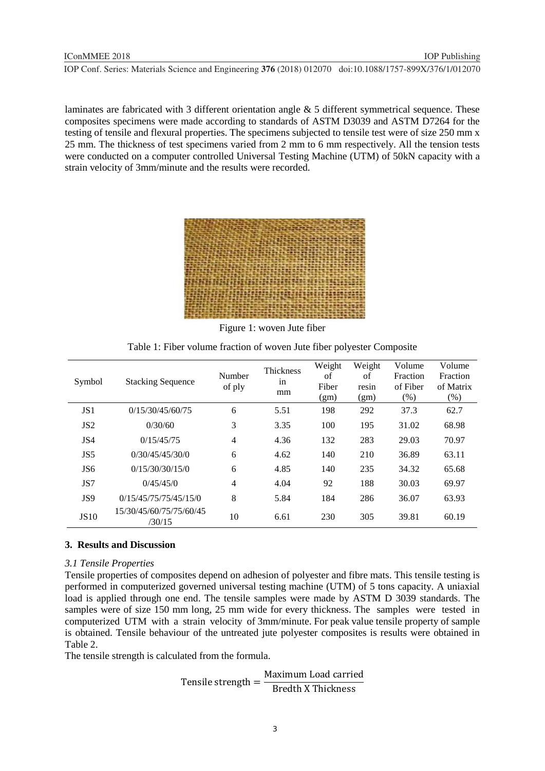laminates are fabricated with 3 different orientation angle & 5 different symmetrical sequence. These composites specimens were made according to standards of ASTM D3039 and ASTM D7264 for the testing of tensile and flexural properties. The specimens subjected to tensile test were of size 250 mm x 25 mm. The thickness of test specimens varied from 2 mm to 6 mm respectively. All the tension tests were conducted on a computer controlled Universal Testing Machine (UTM) of 50kN capacity with a strain velocity of 3mm/minute and the results were recorded.

Figure 1: woven Jute fiber

Table 1: Fiber volume fraction of woven Jute fiber polyester Composite

| Symbol | Stacking Sequence | Number of ply | Thickness in mm | Weight of Fiber (gm) | Weight of resin (gm) | Volume Fraction of Fiber (%) | Volume Fraction of Matrix (%) |
|---|---|---|---|---|---|---|---|
| JS1 | 0/15/30/45/60/75 | 6 | 5.51 | 198 | 292 | 37.3 | 62.7 |
| JS2 | 0/30/60 | 3 | 3.35 | 100 | 195 | 31.02 | 68.98 |
| JS4 | 0/15/45/75 | 4 | 4.36 | 132 | 283 | 29.03 | 70.97 |
| JS5 | 0/30/45/45/30/0 | 6 | 4.62 | 140 | 210 | 36.89 | 63.11 |
| JS6 | 0/15/30/30/15/0 | 6 | 4.85 | 140 | 235 | 34.32 | 65.68 |
| JS7 | 0/45/45/0 | 4 | 4.04 | 92 | 188 | 30.03 | 69.97 |
| JS9 | 0/15/45/75/75/45/15/0 | 8 | 5.84 | 184 | 286 | 36.07 | 63.93 |
| JS10 | 15/30/45/60/75/75/60/45/30/15 | 10 | 6.61 | 230 | 305 | 39.81 | 60.19 |

## 3. Results and Discussion

### *3.1 Tensile Properties*

Tensile properties of composites depend on adhesion of polyester and fibre mats. This tensile testing is performed in computerized governed universal testing machine (UTM) of 5 tons capacity. A uniaxial load is applied through one end. The tensile samples were made by ASTM D 3039 standards. The samples were of size 150 mm long, 25 mm wide for every thickness. The samples were tested in computerized UTM with a strain velocity of 3mm/minute. For peak value tensile property of sample is obtained. Tensile behaviour of the untreated jute polyester composites is results were obtained in Table 2.

The tensile strength is calculated from the formula.

$$\text{Tensile strength} = \frac{\text{Maximum Load carried}}{\text{Bredth X Thickness}}$$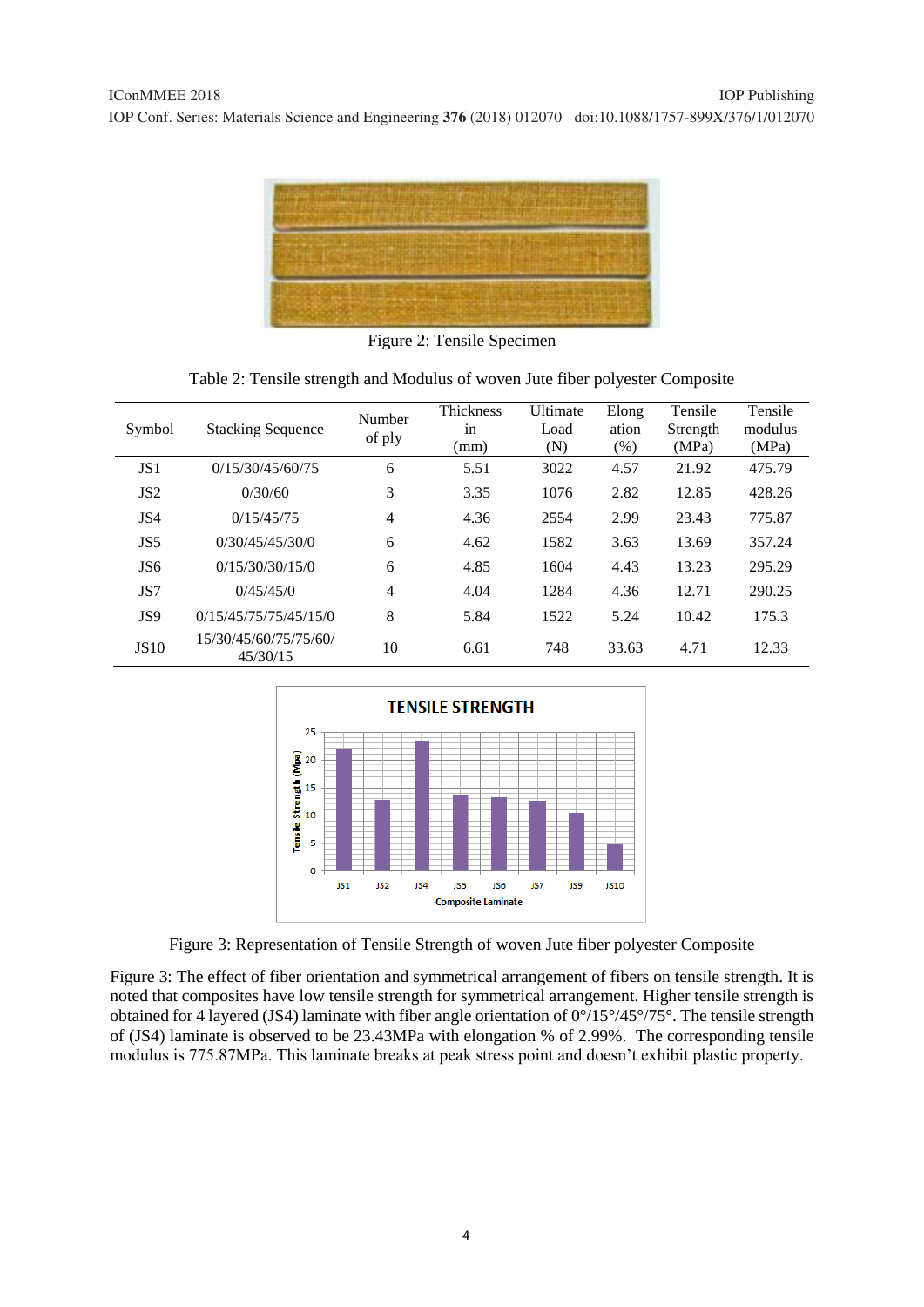Figure 2: Tensile Specimen

Table 2: Tensile strength and Modulus of woven Jute fiber polyester Composite

| Symbol | Stacking Sequence | Number of ply | Thickness in (mm) | Ultimate Load (N) | Elongation (%) | Tensile Strength (MPa) | Tensile modulus (MPa) |
|---|---|---|---|---|---|---|---|
| JS1 | 0/15/30/45/60/75 | 6 | 5.51 | 3022 | 4.57 | 21.92 | 475.79 |
| JS2 | 0/30/60 | 3 | 3.35 | 1076 | 2.82 | 12.85 | 428.26 |
| JS4 | 0/15/45/75 | 4 | 4.36 | 2554 | 2.99 | 23.43 | 775.87 |
| JS5 | 0/30/45/45/30/0 | 6 | 4.62 | 1582 | 3.63 | 13.69 | 357.24 |
| JS6 | 0/15/30/30/15/0 | 6 | 4.85 | 1604 | 4.43 | 13.23 | 295.29 |
| JS7 | 0/45/45/0 | 4 | 4.04 | 1284 | 4.36 | 12.71 | 290.25 |
| JS9 | 0/15/45/75/75/45/15/0 | 8 | 5.84 | 1522 | 5.24 | 10.42 | 175.3 |
| JS10 | 15/30/45/60/75/75/60/ 45/30/15 | 10 | 6.61 | 748 | 33.63 | 4.71 | 12.33 |

Figure 3: Representation of Tensile Strength of woven Jute fiber polyester Composite

Figure 3: The effect of fiber orientation and symmetrical arrangement of fibers on tensile strength. It is noted that composites have low tensile strength for symmetrical arrangement. Higher tensile strength is obtained for 4 layered (JS4) laminate with fiber angle orientation of 0°/15°/45°/75°. The tensile strength of (JS4) laminate is observed to be 23.43MPa with elongation % of 2.99%. The corresponding tensile modulus is 775.87MPa. This laminate breaks at peak stress point and doesn't exhibit plastic property.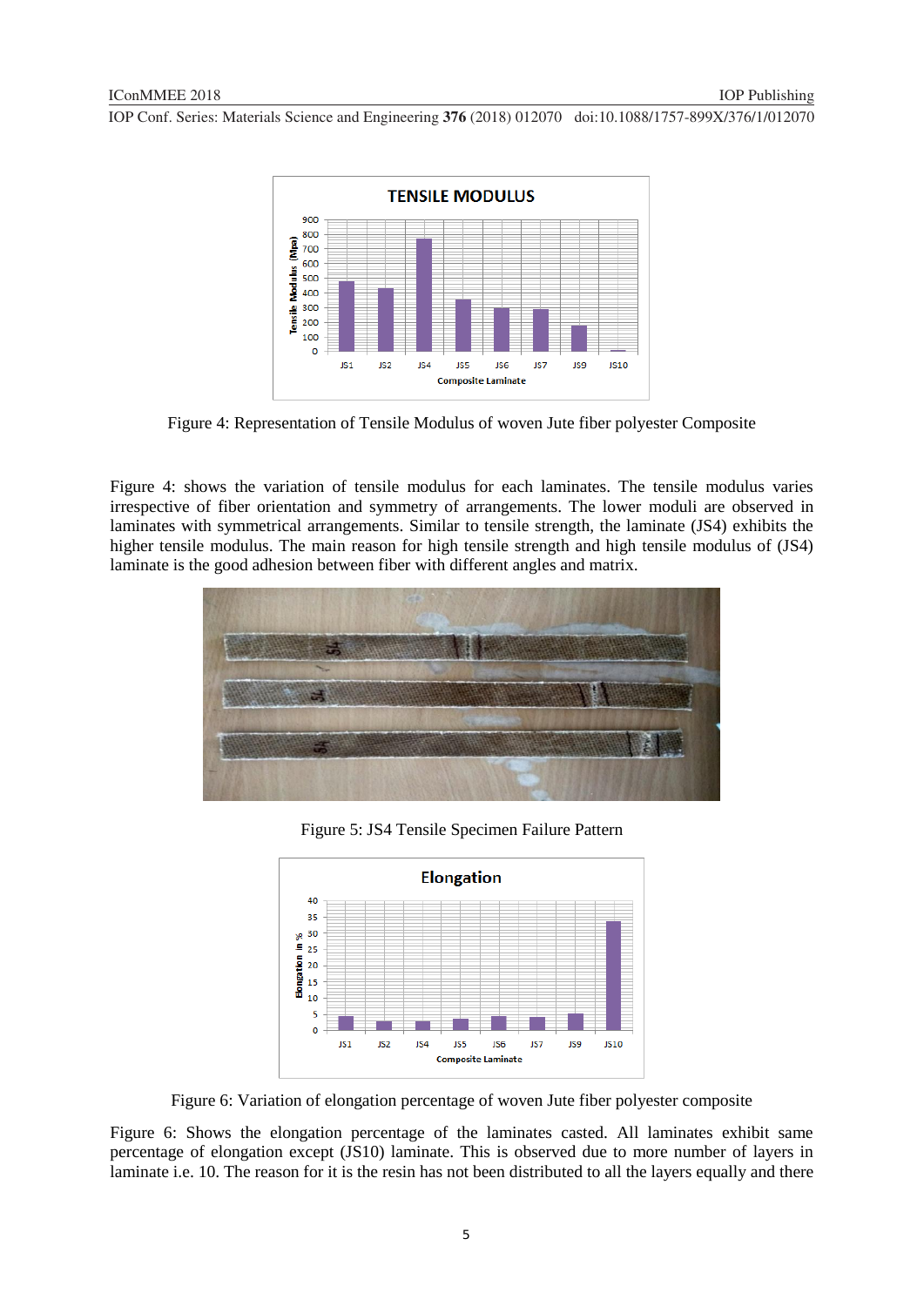Figure 4: Representation of Tensile Modulus of woven Jute fiber polyester Composite

Figure 4: shows the variation of tensile modulus for each laminates. The tensile modulus varies irrespective of fiber orientation and symmetry of arrangements. The lower moduli are observed in laminates with symmetrical arrangements. Similar to tensile strength, the laminate (JS4) exhibits the higher tensile modulus. The main reason for high tensile strength and high tensile modulus of (JS4) laminate is the good adhesion between fiber with different angles and matrix.

Figure 5: JS4 Tensile Specimen Failure Pattern

Figure 6: Variation of elongation percentage of woven Jute fiber polyester composite

Figure 6: Shows the elongation percentage of the laminates casted. All laminates exhibit same percentage of elongation except (JS10) laminate. This is observed due to more number of layers in laminate i.e. 10. The reason for it is the resin has not been distributed to all the layers equally and there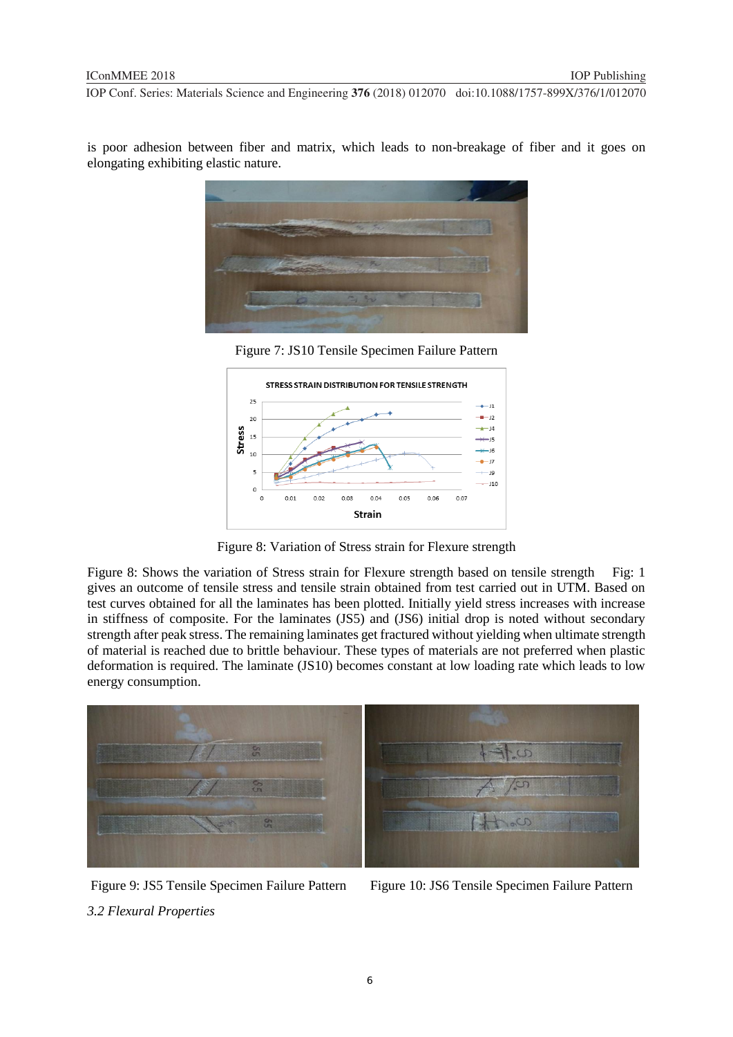is poor adhesion between fiber and matrix, which leads to non-breakage of fiber and it goes on elongating exhibiting elastic nature.

Figure 7: JS10 Tensile Specimen Failure Pattern

Figure 8: Variation of Stress strain for Flexure strength

Figure 8: Shows the variation of Stress strain for Flexure strength based on tensile strength Fig: 1 gives an outcome of tensile stress and tensile strain obtained from test carried out in UTM. Based on test curves obtained for all the laminates has been plotted. Initially yield stress increases with increase in stiffness of composite. For the laminates (JS5) and (JS6) initial drop is noted without secondary strength after peak stress. The remaining laminates get fractured without yielding when ultimate strength of material is reached due to brittle behaviour. These types of materials are not preferred when plastic deformation is required. The laminate (JS10) becomes constant at low loading rate which leads to low energy consumption.

Figure 9: JS5 Tensile Specimen Failure Pattern

Figure 10: JS6 Tensile Specimen Failure Pattern

*3.2 Flexural Properties*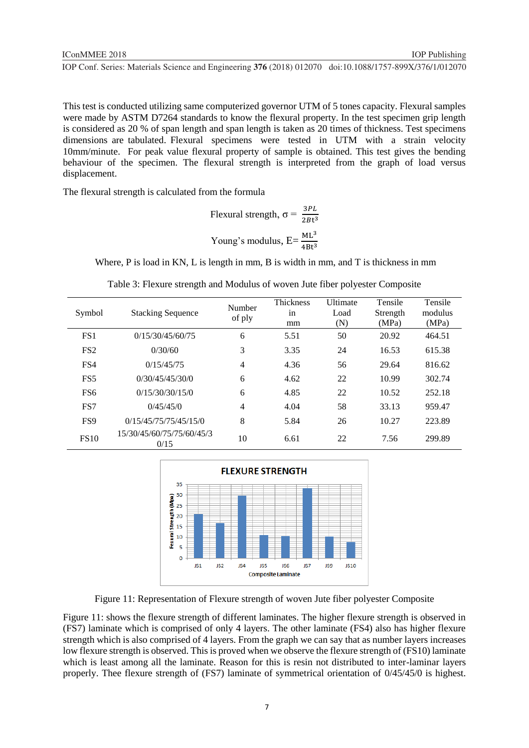This test is conducted utilizing same computerized governor UTM of 5 tones capacity. Flexural samples were made by ASTM D7264 standards to know the flexural property. In the test specimen grip length is considered as 20 % of span length and span length is taken as 20 times of thickness. Test specimens dimensions are tabulated. Flexural specimens were tested in UTM with a strain velocity 10mm/minute. For peak value flexural property of sample is obtained. This test gives the bending behaviour of the specimen. The flexural strength is interpreted from the graph of load versus displacement.

The flexural strength is calculated from the formula

$$\text{Flexural strength, } \sigma = \frac{3PL}{2Bt^3}$$

$$\text{Young's modulus, } E = \frac{ML^3}{4Bt^3}$$

Where, P is load in KN, L is length in mm, B is width in mm, and T is thickness in mm

Table 3: Flexure strength and Modulus of woven Jute fiber polyester Composite

| Symbol | Stacking Sequence | Number of ply | Thickness in mm | Ultimate Load (N) | Tensile Strength (MPa) | Tensile modulus (MPa) |
|---|---|---|---|---|---|---|
| FS1 | 0/15/30/45/60/75 | 6 | 5.51 | 50 | 20.92 | 464.51 |
| FS2 | 0/30/60 | 3 | 3.35 | 24 | 16.53 | 615.38 |
| FS4 | 0/15/45/75 | 4 | 4.36 | 56 | 29.64 | 816.62 |
| FS5 | 0/30/45/45/30/0 | 6 | 4.62 | 22 | 10.99 | 302.74 |
| FS6 | 0/15/30/30/15/0 | 6 | 4.85 | 22 | 10.52 | 252.18 |
| FS7 | 0/45/45/0 | 4 | 4.04 | 58 | 33.13 | 959.47 |
| FS9 | 0/15/45/75/75/45/15/0 | 8 | 5.84 | 26 | 10.27 | 223.89 |
| FS10 | 15/30/45/60/75/75/60/45/30/15 | 10 | 6.61 | 22 | 7.56 | 299.89 |

Figure 11: Representation of Flexure strength of woven Jute fiber polyester Composite

Figure 11: shows the flexure strength of different laminates. The higher flexure strength is observed in (FS7) laminate which is comprised of only 4 layers. The other laminate (FS4) also has higher flexure strength which is also comprised of 4 layers. From the graph we can say that as number layers increases low flexure strength is observed. This is proved when we observe the flexure strength of (FS10) laminate which is least among all the laminate. Reason for this is resin not distributed to inter-laminar layers properly. Thee flexure strength of (FS7) laminate of symmetrical orientation of 0/45/45/0 is highest.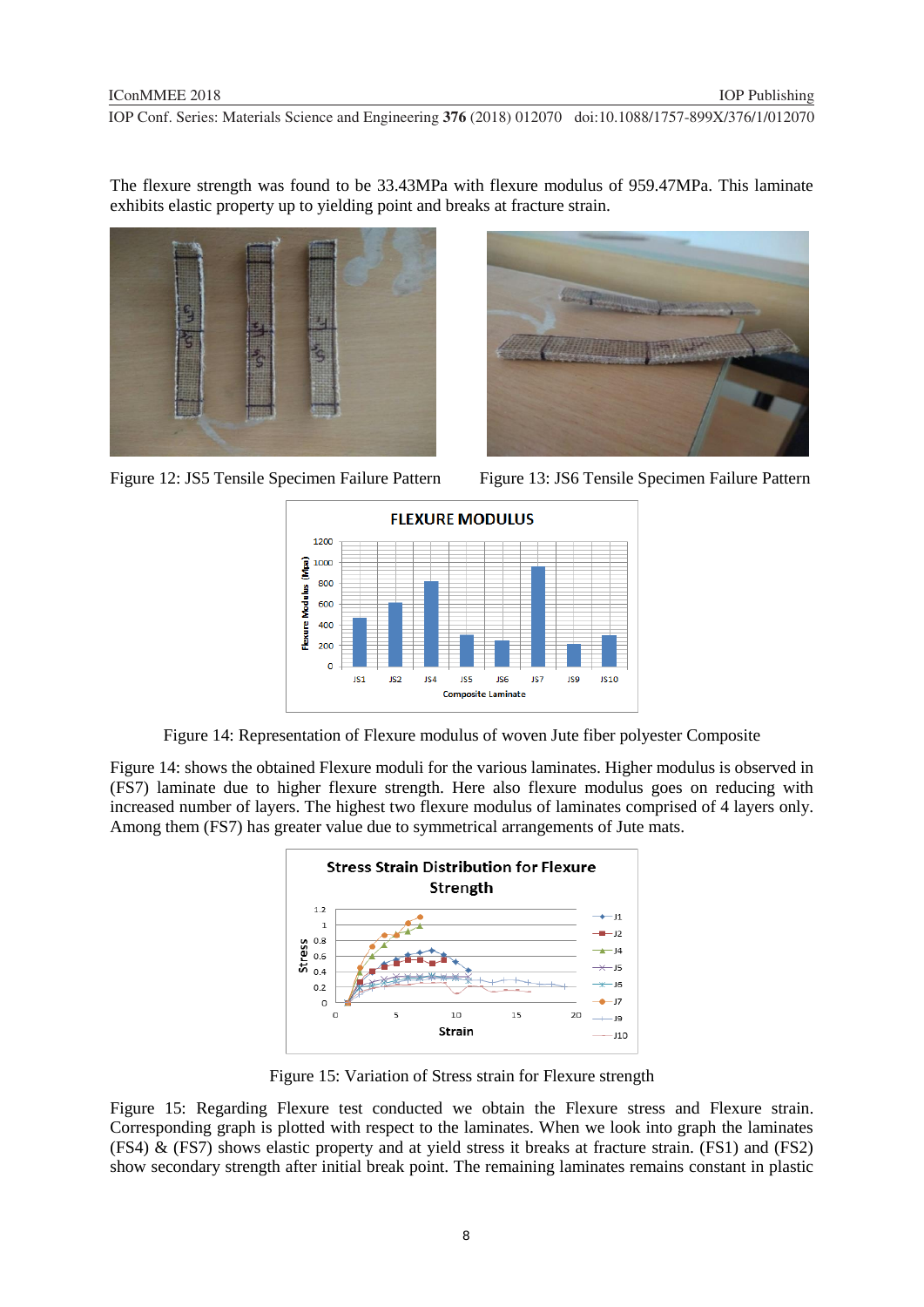The flexure strength was found to be 33.43MPa with flexure modulus of 959.47MPa. This laminate exhibits elastic property up to yielding point and breaks at fracture strain.

Figure 12: JS5 Tensile Specimen Failure Pattern

Figure 13: JS6 Tensile Specimen Failure Pattern

Figure 14: Representation of Flexure modulus of woven Jute fiber polyester Composite

Figure 14: shows the obtained Flexure moduli for the various laminates. Higher modulus is observed in (FS7) laminate due to higher flexure strength. Here also flexure modulus goes on reducing with increased number of layers. The highest two flexure modulus of laminates comprised of 4 layers only. Among them (FS7) has greater value due to symmetrical arrangements of Jute mats.

Figure 15: Variation of Stress strain for Flexure strength

Figure 15: Regarding Flexure test conducted we obtain the Flexure stress and Flexure strain. Corresponding graph is plotted with respect to the laminates. When we look into graph the laminates (FS4) & (FS7) shows elastic property and at yield stress it breaks at fracture strain. (FS1) and (FS2) show secondary strength after initial break point. The remaining laminates remains constant in plastic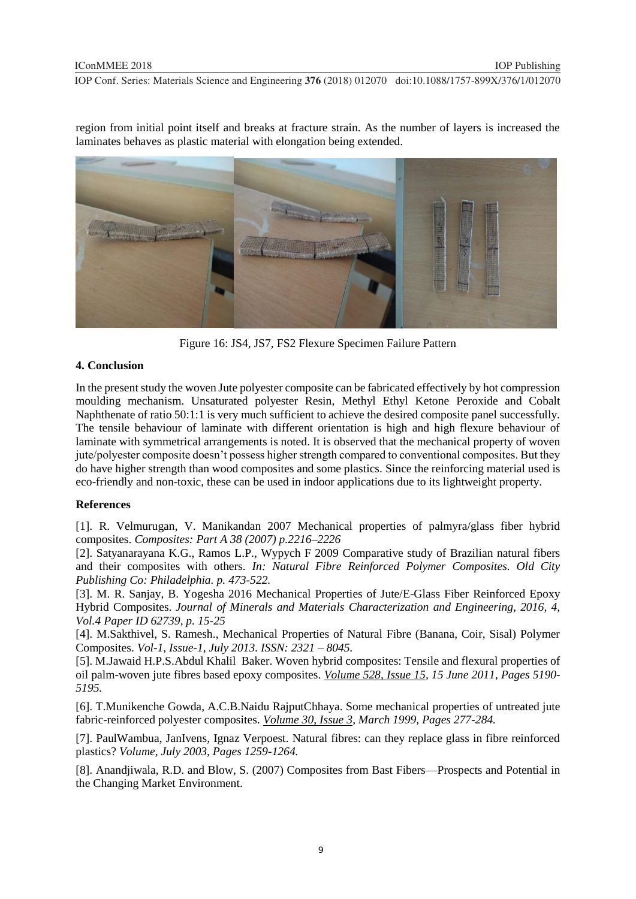region from initial point itself and breaks at fracture strain. As the number of layers is increased the laminates behaves as plastic material with elongation being extended.

Figure 16: JS4, JS7, FS2 Flexure Specimen Failure Pattern

## 4. Conclusion

In the present study the woven Jute polyester composite can be fabricated effectively by hot compression moulding mechanism. Unsaturated polyester Resin, Methyl Ethyl Ketone Peroxide and Cobalt Naphthenate of ratio 50:1:1 is very much sufficient to achieve the desired composite panel successfully. The tensile behaviour of laminate with different orientation is high and high flexure behaviour of laminate with symmetrical arrangements is noted. It is observed that the mechanical property of woven jute/polyester composite doesn't possess higher strength compared to conventional composites. But they do have higher strength than wood composites and some plastics. Since the reinforcing material used is eco-friendly and non-toxic, these can be used in indoor applications due to its lightweight property.

## References

[1]. R. Velmurugan, V. Manikandan 2007 Mechanical properties of palmyra/glass fiber hybrid composites. *Composites: Part A 38 (2007) p.2216–2226*

[2]. Satyanarayana K.G., Ramos L.P., Wypych F 2009 Comparative study of Brazilian natural fibers and their composites with others. *In: Natural Fibre Reinforced Polymer Composites. Old City Publishing Co: Philadelphia. p. 473-522.*

[3]. M. R. Sanjay, B. Yogesha 2016 Mechanical Properties of Jute/E-Glass Fiber Reinforced Epoxy Hybrid Composites. *Journal of Minerals and Materials Characterization and Engineering, 2016, 4, Vol.4 Paper ID 62739, p. 15-25*

[4]. M.Sakthivel, S. Ramesh., Mechanical Properties of Natural Fibre (Banana, Coir, Sisal) Polymer Composites. *Vol-1, Issue-1, July 2013. ISSN: 2321 – 8045.*

[5]. M.Jawaid H.P.S.Abdul Khalil Baker. Woven hybrid composites: Tensile and flexural properties of oil palm-woven jute fibres based epoxy composites. *Volume 528, Issue 15, 15 June 2011, Pages 5190-5195.*

[6]. T.Munikenche Gowda, A.C.B.Naidu RajputChhaya. Some mechanical properties of untreated jute fabric-reinforced polyester composites. *Volume 30, Issue 3, March 1999, Pages 277-284.*

[7]. PaulWambua, JanIvens, Ignaz Verpoest. Natural fibres: can they replace glass in fibre reinforced plastics? *Volume, July 2003, Pages 1259-1264.*

[8]. Anandjiwala, R.D. and Blow, S. (2007) Composites from Bast Fibers—Prospects and Potential in the Changing Market Environment.